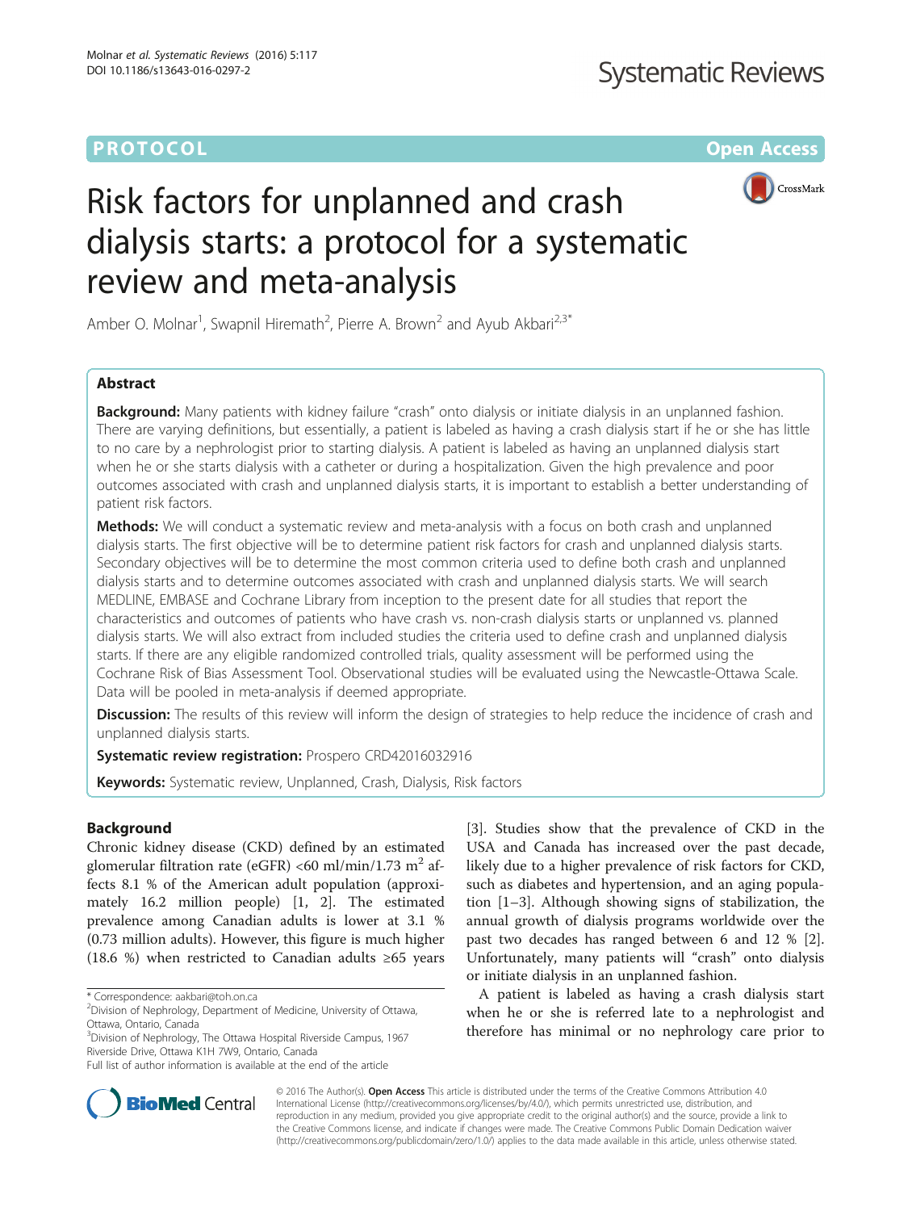PROTOCOL

Open Access

# Risk factors for unplanned and crash dialysis starts: a protocol for a systematic review and meta-analysis

Amber O. Molnar[1], Swapnil Hiremath[2], Pierre A. Brown[2] and Ayub Akbari[2,3*]

## Abstract

**Background:** Many patients with kidney failure "crash" onto dialysis or initiate dialysis in an unplanned fashion. There are varying definitions, but essentially, a patient is labeled as having a crash dialysis start if he or she has little to no care by a nephrologist prior to starting dialysis. A patient is labeled as having an unplanned dialysis start when he or she starts dialysis with a catheter or during a hospitalization. Given the high prevalence and poor outcomes associated with crash and unplanned dialysis starts, it is important to establish a better understanding of patient risk factors.

**Methods:** We will conduct a systematic review and meta-analysis with a focus on both crash and unplanned dialysis starts. The first objective will be to determine patient risk factors for crash and unplanned dialysis starts. Secondary objectives will be to determine the most common criteria used to define both crash and unplanned dialysis starts and to determine outcomes associated with crash and unplanned dialysis starts. We will search MEDLINE, EMBASE and Cochrane Library from inception to the present date for all studies that report the characteristics and outcomes of patients who have crash vs. non-crash dialysis starts or unplanned vs. planned dialysis starts. We will also extract from included studies the criteria used to define crash and unplanned dialysis starts. If there are any eligible randomized controlled trials, quality assessment will be performed using the Cochrane Risk of Bias Assessment Tool. Observational studies will be evaluated using the Newcastle-Ottawa Scale. Data will be pooled in meta-analysis if deemed appropriate.

**Discussion:** The results of this review will inform the design of strategies to help reduce the incidence of crash and unplanned dialysis starts.

**Systematic review registration:** Prospero CRD42016032916

**Keywords:** Systematic review, Unplanned, Crash, Dialysis, Risk factors

## Background

Chronic kidney disease (CKD) defined by an estimated glomerular filtration rate (eGFR) <60 ml/min/1.73 $m^2$ affects 8.1 % of the American adult population (approximately 16.2 million people) [1, 2]. The estimated prevalence among Canadian adults is lower at 3.1 % (0.73 million adults). However, this figure is much higher (18.6 %) when restricted to Canadian adults ≥65 years [3]. Studies show that the prevalence of CKD in the USA and Canada has increased over the past decade, likely due to a higher prevalence of risk factors for CKD, such as diabetes and hypertension, and an aging population [1–3]. Although showing signs of stabilization, the annual growth of dialysis programs worldwide over the past two decades has ranged between 6 and 12 % [2]. Unfortunately, many patients will "crash" onto dialysis or initiate dialysis in an unplanned fashion.

A patient is labeled as having a crash dialysis start when he or she is referred late to a nephrologist and therefore has minimal or no nephrology care prior to

\* Correspondence: aakbari@toh.on.ca
[2]Division of Nephrology, Department of Medicine, University of Ottawa, Ottawa, Ontario, Canada
[3]Division of Nephrology, The Ottawa Hospital Riverside Campus, 1967 Riverside Drive, Ottawa K1H 7W9, Ontario, Canada
Full list of author information is available at the end of the article

© 2016 The Author(s). **Open Access** This article is distributed under the terms of the Creative Commons Attribution 4.0 International License (http://creativecommons.org/licenses/by/4.0/), which permits unrestricted use, distribution, and reproduction in any medium, provided you give appropriate credit to the original author(s) and the source, provide a link to the Creative Commons license, and indicate if changes were made. The Creative Commons Public Domain Dedication waiver (http://creativecommons.org/publicdomain/zero/1.0/) applies to the data made available in this article, unless otherwise stated.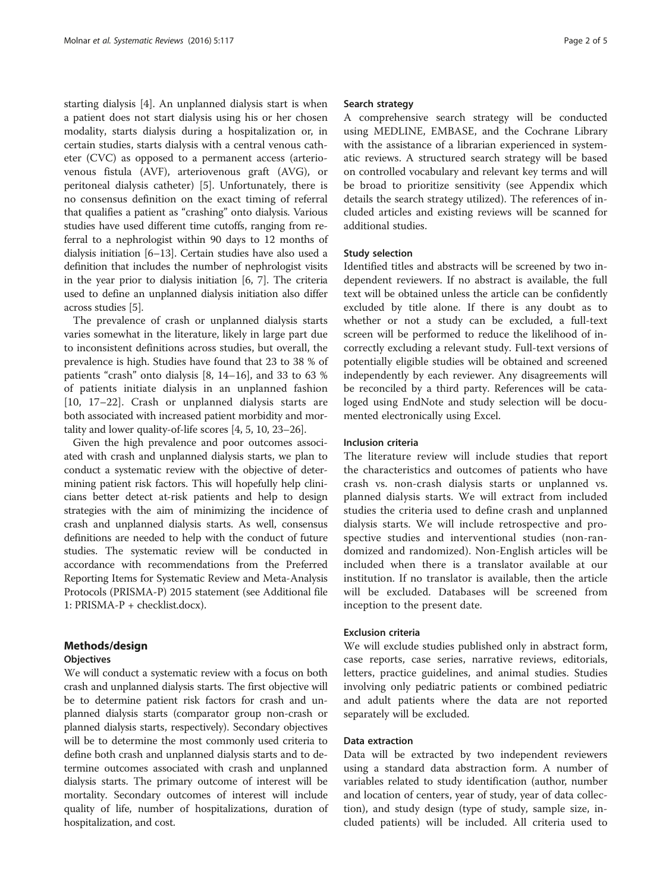starting dialysis [4]. An unplanned dialysis start is when a patient does not start dialysis using his or her chosen modality, starts dialysis during a hospitalization or, in certain studies, starts dialysis with a central venous catheter (CVC) as opposed to a permanent access (arteriovenous fistula (AVF), arteriovenous graft (AVG), or peritoneal dialysis catheter) [5]. Unfortunately, there is no consensus definition on the exact timing of referral that qualifies a patient as "crashing" onto dialysis. Various studies have used different time cutoffs, ranging from referral to a nephrologist within 90 days to 12 months of dialysis initiation [6–13]. Certain studies have also used a definition that includes the number of nephrologist visits in the year prior to dialysis initiation [6, 7]. The criteria used to define an unplanned dialysis initiation also differ across studies [5].

The prevalence of crash or unplanned dialysis starts varies somewhat in the literature, likely in large part due to inconsistent definitions across studies, but overall, the prevalence is high. Studies have found that 23 to 38 % of patients "crash" onto dialysis [8, 14–16], and 33 to 63 % of patients initiate dialysis in an unplanned fashion [10, 17–22]. Crash or unplanned dialysis starts are both associated with increased patient morbidity and mortality and lower quality-of-life scores [4, 5, 10, 23–26].

Given the high prevalence and poor outcomes associated with crash and unplanned dialysis starts, we plan to conduct a systematic review with the objective of determining patient risk factors. This will hopefully help clinicians better detect at-risk patients and help to design strategies with the aim of minimizing the incidence of crash and unplanned dialysis starts. As well, consensus definitions are needed to help with the conduct of future studies. The systematic review will be conducted in accordance with recommendations from the Preferred Reporting Items for Systematic Review and Meta-Analysis Protocols (PRISMA-P) 2015 statement (see Additional file 1: PRISMA-P + checklist.docx).

## Methods/design

### Objectives

We will conduct a systematic review with a focus on both crash and unplanned dialysis starts. The first objective will be to determine patient risk factors for crash and unplanned dialysis starts (comparator group non-crash or planned dialysis starts, respectively). Secondary objectives will be to determine the most commonly used criteria to define both crash and unplanned dialysis starts and to determine outcomes associated with crash and unplanned dialysis starts. The primary outcome of interest will be mortality. Secondary outcomes of interest will include quality of life, number of hospitalizations, duration of hospitalization, and cost.

### Search strategy

A comprehensive search strategy will be conducted using MEDLINE, EMBASE, and the Cochrane Library with the assistance of a librarian experienced in systematic reviews. A structured search strategy will be based on controlled vocabulary and relevant key terms and will be broad to prioritize sensitivity (see Appendix which details the search strategy utilized). The references of included articles and existing reviews will be scanned for additional studies.

### Study selection

Identified titles and abstracts will be screened by two independent reviewers. If no abstract is available, the full text will be obtained unless the article can be confidently excluded by title alone. If there is any doubt as to whether or not a study can be excluded, a full-text screen will be performed to reduce the likelihood of incorrectly excluding a relevant study. Full-text versions of potentially eligible studies will be obtained and screened independently by each reviewer. Any disagreements will be reconciled by a third party. References will be cataloged using EndNote and study selection will be documented electronically using Excel.

### Inclusion criteria

The literature review will include studies that report the characteristics and outcomes of patients who have crash vs. non-crash dialysis starts or unplanned vs. planned dialysis starts. We will extract from included studies the criteria used to define crash and unplanned dialysis starts. We will include retrospective and prospective studies and interventional studies (non-randomized and randomized). Non-English articles will be included when there is a translator available at our institution. If no translator is available, then the article will be excluded. Databases will be screened from inception to the present date.

### Exclusion criteria

We will exclude studies published only in abstract form, case reports, case series, narrative reviews, editorials, letters, practice guidelines, and animal studies. Studies involving only pediatric patients or combined pediatric and adult patients where the data are not reported separately will be excluded.

### Data extraction

Data will be extracted by two independent reviewers using a standard data abstraction form. A number of variables related to study identification (author, number and location of centers, year of study, year of data collection), and study design (type of study, sample size, included patients) will be included. All criteria used to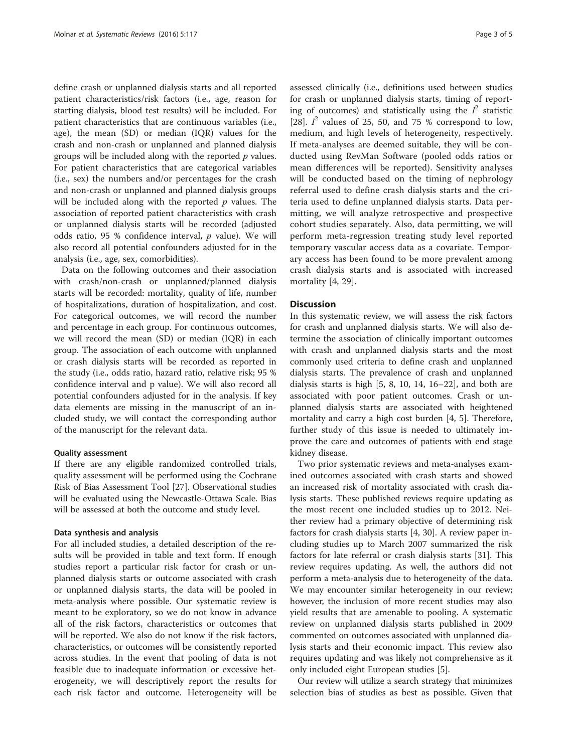define crash or unplanned dialysis starts and all reported patient characteristics/risk factors (i.e., age, reason for starting dialysis, blood test results) will be included. For patient characteristics that are continuous variables (i.e., age), the mean (SD) or median (IQR) values for the crash and non-crash or unplanned and planned dialysis groups will be included along with the reported $p$ values. For patient characteristics that are categorical variables (i.e., sex) the numbers and/or percentages for the crash and non-crash or unplanned and planned dialysis groups will be included along with the reported $p$ values. The association of reported patient characteristics with crash or unplanned dialysis starts will be recorded (adjusted odds ratio, 95 % confidence interval, $p$ value). We will also record all potential confounders adjusted for in the analysis (i.e., age, sex, comorbidities).

Data on the following outcomes and their association with crash/non-crash or unplanned/planned dialysis starts will be recorded: mortality, quality of life, number of hospitalizations, duration of hospitalization, and cost. For categorical outcomes, we will record the number and percentage in each group. For continuous outcomes, we will record the mean (SD) or median (IQR) in each group. The association of each outcome with unplanned or crash dialysis starts will be recorded as reported in the study (i.e., odds ratio, hazard ratio, relative risk; 95 % confidence interval and p value). We will also record all potential confounders adjusted for in the analysis. If key data elements are missing in the manuscript of an included study, we will contact the corresponding author of the manuscript for the relevant data.

#### Quality assessment

If there are any eligible randomized controlled trials, quality assessment will be performed using the Cochrane Risk of Bias Assessment Tool [27]. Observational studies will be evaluated using the Newcastle-Ottawa Scale. Bias will be assessed at both the outcome and study level.

#### Data synthesis and analysis

For all included studies, a detailed description of the results will be provided in table and text form. If enough studies report a particular risk factor for crash or unplanned dialysis starts or outcome associated with crash or unplanned dialysis starts, the data will be pooled in meta-analysis where possible. Our systematic review is meant to be exploratory, so we do not know in advance all of the risk factors, characteristics or outcomes that will be reported. We also do not know if the risk factors, characteristics, or outcomes will be consistently reported across studies. In the event that pooling of data is not feasible due to inadequate information or excessive heterogeneity, we will descriptively report the results for each risk factor and outcome. Heterogeneity will be assessed clinically (i.e., definitions used between studies for crash or unplanned dialysis starts, timing of reporting of outcomes) and statistically using the $I^2$ statistic [28]. $I^2$ values of 25, 50, and 75 % correspond to low, medium, and high levels of heterogeneity, respectively. If meta-analyses are deemed suitable, they will be conducted using RevMan Software (pooled odds ratios or mean differences will be reported). Sensitivity analyses will be conducted based on the timing of nephrology referral used to define crash dialysis starts and the criteria used to define unplanned dialysis starts. Data permitting, we will analyze retrospective and prospective cohort studies separately. Also, data permitting, we will perform meta-regression treating study level reported temporary vascular access data as a covariate. Temporary access has been found to be more prevalent among crash dialysis starts and is associated with increased mortality [4, 29].

## Discussion

In this systematic review, we will assess the risk factors for crash and unplanned dialysis starts. We will also determine the association of clinically important outcomes with crash and unplanned dialysis starts and the most commonly used criteria to define crash and unplanned dialysis starts. The prevalence of crash and unplanned dialysis starts is high [5, 8, 10, 14, 16–22], and both are associated with poor patient outcomes. Crash or unplanned dialysis starts are associated with heightened mortality and carry a high cost burden [4, 5]. Therefore, further study of this issue is needed to ultimately improve the care and outcomes of patients with end stage kidney disease.

Two prior systematic reviews and meta-analyses examined outcomes associated with crash starts and showed an increased risk of mortality associated with crash dialysis starts. These published reviews require updating as the most recent one included studies up to 2012. Neither review had a primary objective of determining risk factors for crash dialysis starts [4, 30]. A review paper including studies up to March 2007 summarized the risk factors for late referral or crash dialysis starts [31]. This review requires updating. As well, the authors did not perform a meta-analysis due to heterogeneity of the data. We may encounter similar heterogeneity in our review; however, the inclusion of more recent studies may also yield results that are amenable to pooling. A systematic review on unplanned dialysis starts published in 2009 commented on outcomes associated with unplanned dialysis starts and their economic impact. This review also requires updating and was likely not comprehensive as it only included eight European studies [5].

Our review will utilize a search strategy that minimizes selection bias of studies as best as possible. Given that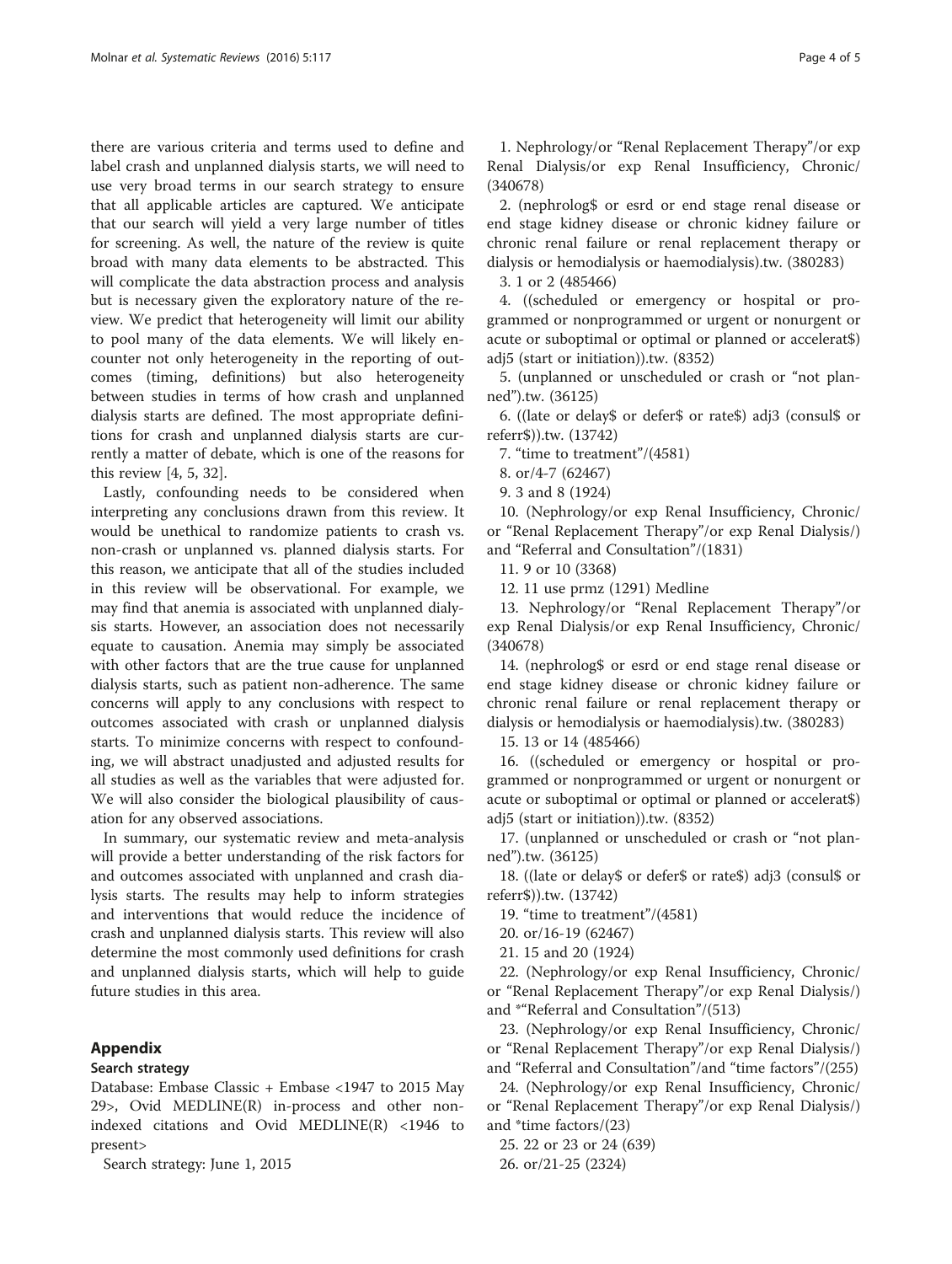there are various criteria and terms used to define and label crash and unplanned dialysis starts, we will need to use very broad terms in our search strategy to ensure that all applicable articles are captured. We anticipate that our search will yield a very large number of titles for screening. As well, the nature of the review is quite broad with many data elements to be abstracted. This will complicate the data abstraction process and analysis but is necessary given the exploratory nature of the review. We predict that heterogeneity will limit our ability to pool many of the data elements. We will likely encounter not only heterogeneity in the reporting of outcomes (timing, definitions) but also heterogeneity between studies in terms of how crash and unplanned dialysis starts are defined. The most appropriate definitions for crash and unplanned dialysis starts are currently a matter of debate, which is one of the reasons for this review [4, 5, 32].

Lastly, confounding needs to be considered when interpreting any conclusions drawn from this review. It would be unethical to randomize patients to crash vs. non-crash or unplanned vs. planned dialysis starts. For this reason, we anticipate that all of the studies included in this review will be observational. For example, we may find that anemia is associated with unplanned dialysis starts. However, an association does not necessarily equate to causation. Anemia may simply be associated with other factors that are the true cause for unplanned dialysis starts, such as patient non-adherence. The same concerns will apply to any conclusions with respect to outcomes associated with crash or unplanned dialysis starts. To minimize concerns with respect to confounding, we will abstract unadjusted and adjusted results for all studies as well as the variables that were adjusted for. We will also consider the biological plausibility of causation for any observed associations.

In summary, our systematic review and meta-analysis will provide a better understanding of the risk factors for and outcomes associated with unplanned and crash dialysis starts. The results may help to inform strategies and interventions that would reduce the incidence of crash and unplanned dialysis starts. This review will also determine the most commonly used definitions for crash and unplanned dialysis starts, which will help to guide future studies in this area.

## Appendix

### Search strategy

Database: Embase Classic + Embase <1947 to 2015 May 29>, Ovid MEDLINE(R) in-process and other non-indexed citations and Ovid MEDLINE(R) <1946 to present>

Search strategy: June 1, 2015

1. Nephrology/or "Renal Replacement Therapy"/or exp Renal Dialysis/or exp Renal Insufficiency, Chronic/ (340678)
2. (nephrolog$ or esrd or end stage renal disease or end stage kidney disease or chronic kidney failure or chronic renal failure or renal replacement therapy or dialysis or hemodialysis or haemodialysis).tw. (380283)
3. 1 or 2 (485466)
4. ((scheduled or emergency or hospital or programmed or nonprogrammed or urgent or nonurgent or acute or suboptimal or optimal or planned or accelerat$) adj5 (start or initiation)).tw. (8352)
5. (unplanned or unscheduled or crash or "not planned").tw. (36125)
6. ((late or delay$ or defer$ or rate$) adj3 (consul$ or referr$)).tw. (13742)
7. "time to treatment"/(4581)
8. or/4-7 (62467)
9. 3 and 8 (1924)
10. (Nephrology/or exp Renal Insufficiency, Chronic/ or "Renal Replacement Therapy"/or exp Renal Dialysis/) and "Referral and Consultation"/(1831)
11. 9 or 10 (3368)
12. 11 use prmz (1291) Medline
13. Nephrology/or "Renal Replacement Therapy"/or exp Renal Dialysis/or exp Renal Insufficiency, Chronic/ (340678)
14. (nephrolog$ or esrd or end stage renal disease or end stage kidney disease or chronic kidney failure or chronic renal failure or renal replacement therapy or dialysis or hemodialysis or haemodialysis).tw. (380283)
15. 13 or 14 (485466)
16. ((scheduled or emergency or hospital or programmed or nonprogrammed or urgent or nonurgent or acute or suboptimal or optimal or planned or accelerat$) adj5 (start or initiation)).tw. (8352)
17. (unplanned or unscheduled or crash or "not planned").tw. (36125)
18. ((late or delay$ or defer$ or rate$) adj3 (consul$ or referr$)).tw. (13742)
19. "time to treatment"/(4581)
20. or/16-19 (62467)
21. 15 and 20 (1924)
22. (Nephrology/or exp Renal Insufficiency, Chronic/ or "Renal Replacement Therapy"/or exp Renal Dialysis/) and *"Referral and Consultation"/(513)
23. (Nephrology/or exp Renal Insufficiency, Chronic/ or "Renal Replacement Therapy"/or exp Renal Dialysis/) and "Referral and Consultation"/and "time factors"/(255)
24. (Nephrology/or exp Renal Insufficiency, Chronic/ or "Renal Replacement Therapy"/or exp Renal Dialysis/) and *time factors/(23)
25. 22 or 23 or 24 (639)
26. or/21-25 (2324)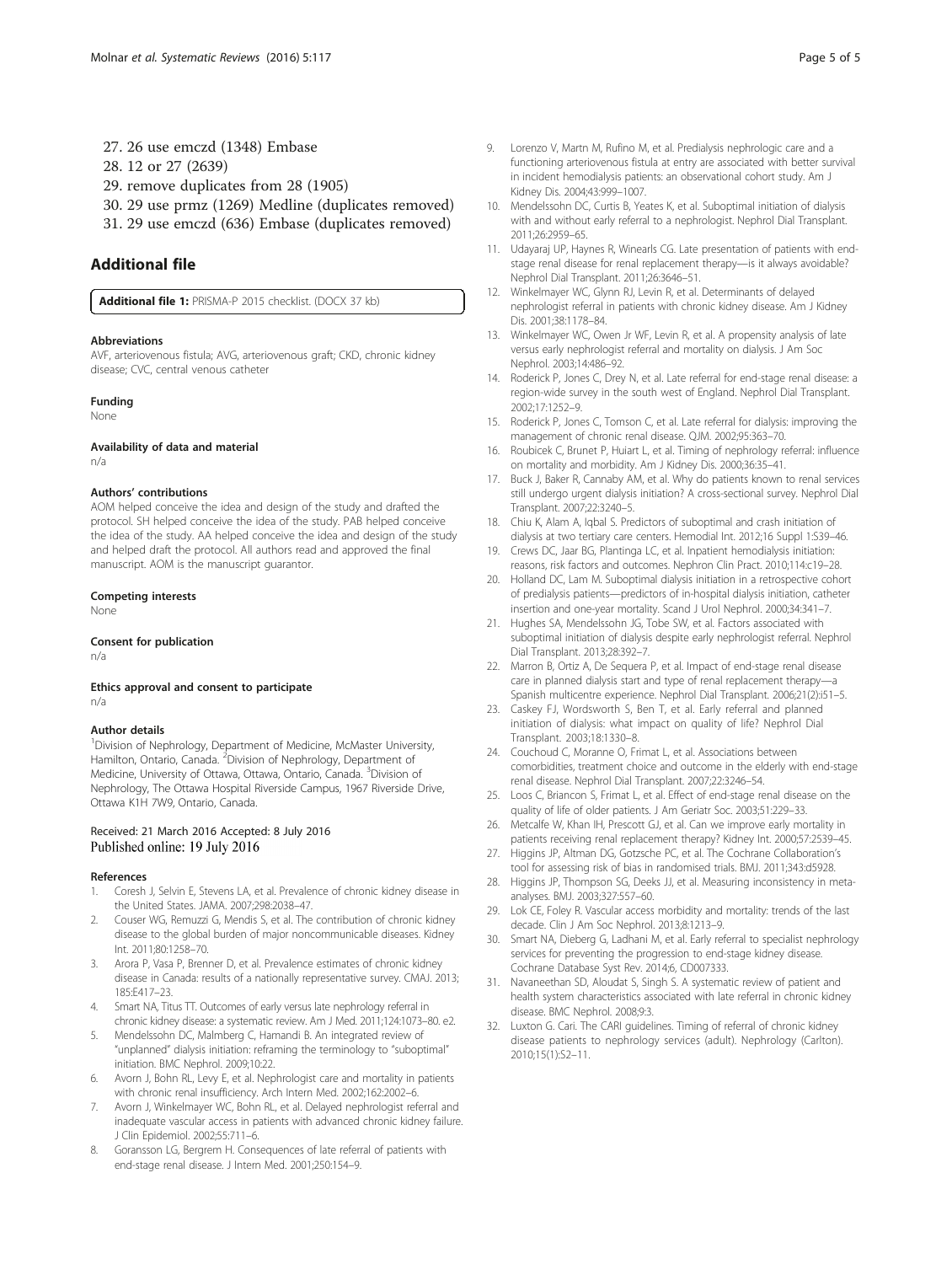27. 26 use emczd (1348) Embase
28. 12 or 27 (2639)
29. remove duplicates from 28 (1905)
30. 29 use prmz (1269) Medline (duplicates removed)
31. 29 use emczd (636) Embase (duplicates removed)

## Additional file

**Additional file 1:** PRISMA-P 2015 checklist. (DOCX 37 kb)

#### Abbreviations

AVF, arteriovenous fistula; AVG, arteriovenous graft; CKD, chronic kidney disease; CVC, central venous catheter

#### Funding

None

#### Availability of data and material

n/a

#### Authors' contributions

AOM helped conceive the idea and design of the study and drafted the protocol. SH helped conceive the idea of the study. PAB helped conceive the idea of the study. AA helped conceive the idea and design of the study and helped draft the protocol. All authors read and approved the final manuscript. AOM is the manuscript guarantor.

#### Competing interests

None

#### Consent for publication

n/a

#### Ethics approval and consent to participate

n/a

#### Author details

[1]Division of Nephrology, Department of Medicine, McMaster University, Hamilton, Ontario, Canada. [2]Division of Nephrology, Department of Medicine, University of Ottawa, Ottawa, Ontario, Canada. [3]Division of Nephrology, The Ottawa Hospital Riverside Campus, 1967 Riverside Drive, Ottawa K1H 7W9, Ontario, Canada.

Received: 21 March 2016 Accepted: 8 July 2016
Published online: 19 July 2016

#### References

1. Coresh J, Selvin E, Stevens LA, et al. Prevalence of chronic kidney disease in the United States. JAMA. 2007;298:2038–47.
2. Couser WG, Remuzzi G, Mendis S, et al. The contribution of chronic kidney disease to the global burden of major noncommunicable diseases. Kidney Int. 2011;80:1258–70.
3. Arora P, Vasa P, Brenner D, et al. Prevalence estimates of chronic kidney disease in Canada: results of a nationally representative survey. CMAJ. 2013; 185:E417–23.
4. Smart NA, Titus TT. Outcomes of early versus late nephrology referral in chronic kidney disease: a systematic review. Am J Med. 2011;124:1073–80. e2.
5. Mendelssohn DC, Malmberg C, Hamandi B. An integrated review of "unplanned" dialysis initiation: reframing the terminology to "suboptimal" initiation. BMC Nephrol. 2009;10:22.
6. Avorn J, Bohn RL, Levy E, et al. Nephrologist care and mortality in patients with chronic renal insufficiency. Arch Intern Med. 2002;162:2002–6.
7. Avorn J, Winkelmayer WC, Bohn RL, et al. Delayed nephrologist referral and inadequate vascular access in patients with advanced chronic kidney failure. J Clin Epidemiol. 2002;55:711–6.
8. Goransson LG, Bergrem H. Consequences of late referral of patients with end-stage renal disease. J Intern Med. 2001;250:154–9.
9. Lorenzo V, Martn M, Rufino M, et al. Predialysis nephrologic care and a functioning arteriovenous fistula at entry are associated with better survival in incident hemodialysis patients: an observational cohort study. Am J Kidney Dis. 2004;43:999–1007.
10. Mendelssohn DC, Curtis B, Yeates K, et al. Suboptimal initiation of dialysis with and without early referral to a nephrologist. Nephrol Dial Transplant. 2011;26:2959–65.
11. Udayaraj UP, Haynes R, Winearls CG. Late presentation of patients with end-stage renal disease for renal replacement therapy—is it always avoidable? Nephrol Dial Transplant. 2011;26:3646–51.
12. Winkelmayer WC, Glynn RJ, Levin R, et al. Determinants of delayed nephrologist referral in patients with chronic kidney disease. Am J Kidney Dis. 2001;38:1178–84.
13. Winkelmayer WC, Owen Jr WF, Levin R, et al. A propensity analysis of late versus early nephrologist referral and mortality on dialysis. J Am Soc Nephrol. 2003;14:486–92.
14. Roderick P, Jones C, Drey N, et al. Late referral for end-stage renal disease: a region-wide survey in the south west of England. Nephrol Dial Transplant. 2002;17:1252–9.
15. Roderick P, Jones C, Tomson C, et al. Late referral for dialysis: improving the management of chronic renal disease. QJM. 2002;95:363–70.
16. Roubicek C, Brunet P, Huiart L, et al. Timing of nephrology referral: influence on mortality and morbidity. Am J Kidney Dis. 2000;36:35–41.
17. Buck J, Baker R, Cannaby AM, et al. Why do patients known to renal services still undergo urgent dialysis initiation? A cross-sectional survey. Nephrol Dial Transplant. 2007;22:3240–5.
18. Chiu K, Alam A, Iqbal S. Predictors of suboptimal and crash initiation of dialysis at two tertiary care centers. Hemodial Int. 2012;16 Suppl 1:S39–46.
19. Crews DC, Jaar BG, Plantinga LC, et al. Inpatient hemodialysis initiation: reasons, risk factors and outcomes. Nephron Clin Pract. 2010;114:c19–28.
20. Holland DC, Lam M. Suboptimal dialysis initiation in a retrospective cohort of predialysis patients—predictors of in-hospital dialysis initiation, catheter insertion and one-year mortality. Scand J Urol Nephrol. 2000;34:341–7.
21. Hughes SA, Mendelssohn JG, Tobe SW, et al. Factors associated with suboptimal initiation of dialysis despite early nephrologist referral. Nephrol Dial Transplant. 2013;28:392–7.
22. Marron B, Ortiz A, De Sequera P, et al. Impact of end-stage renal disease care in planned dialysis start and type of renal replacement therapy—a Spanish multicentre experience. Nephrol Dial Transplant. 2006;21(2):ii51–5.
23. Caskey FJ, Wordsworth S, Ben T, et al. Early referral and planned initiation of dialysis: what impact on quality of life? Nephrol Dial Transplant. 2003;18:1330–8.
24. Couchoud C, Moranne O, Frimat L, et al. Associations between comorbidities, treatment choice and outcome in the elderly with end-stage renal disease. Nephrol Dial Transplant. 2007;22:3246–54.
25. Loos C, Briancon S, Frimat L, et al. Effect of end-stage renal disease on the quality of life of older patients. J Am Geriatr Soc. 2003;51:229–33.
26. Metcalfe W, Khan IH, Prescott GJ, et al. Can we improve early mortality in patients receiving renal replacement therapy? Kidney Int. 2000;57:2539–45.
27. Higgins JP, Altman DG, Gotzsche PC, et al. The Cochrane Collaboration's tool for assessing risk of bias in randomised trials. BMJ. 2011;343:d5928.
28. Higgins JP, Thompson SG, Deeks JJ, et al. Measuring inconsistency in meta-analyses. BMJ. 2003;327:557–60.
29. Lok CE, Foley R. Vascular access morbidity and mortality: trends of the last decade. Clin J Am Soc Nephrol. 2013;8:1213–9.
30. Smart NA, Dieberg G, Ladhani M, et al. Early referral to specialist nephrology services for preventing the progression to end-stage kidney disease. Cochrane Database Syst Rev. 2014;6, CD007333.
31. Navaneethan SD, Aloudat S, Singh S. A systematic review of patient and health system characteristics associated with late referral in chronic kidney disease. BMC Nephrol. 2008;9:3.
32. Luxton G. Cari. The CARI guidelines. Timing of referral of chronic kidney disease patients to nephrology services (adult). Nephrology (Carlton). 2010;15(1):S2–11.